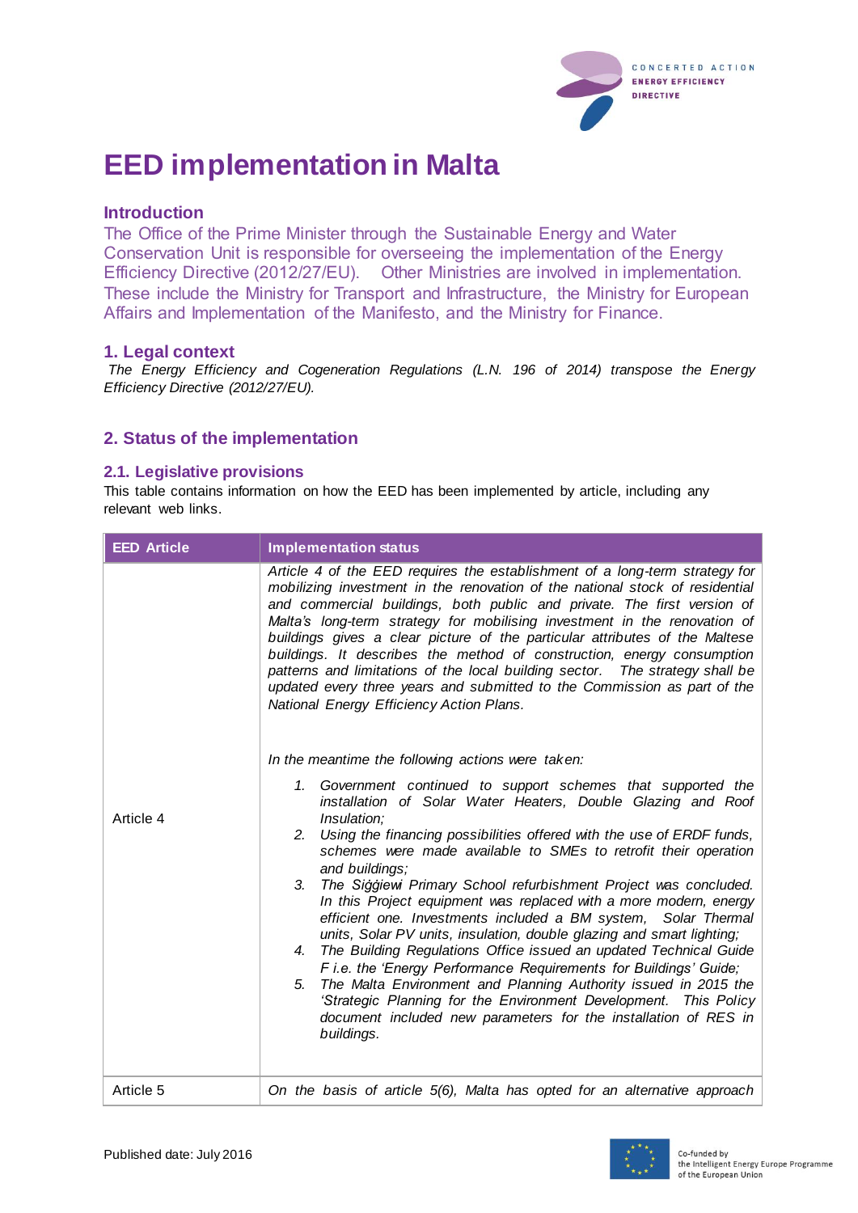# EED implementation in Malta

## Introduction

The Office of the Prime Minister through the Sustainable Energy and Water Conservation Unit is responsible for overseeing the implementation of the Energy Efficiency Directive (2012/27/EU). Other Ministries are involved in implementation. These include the Ministry for Transport and Infrastructure, the Ministry for European Affairs and Implementation of the Manifesto, and the Ministry for Finance.

## 1. Legal context

*The Energy Efficiency and Cogeneration Regulations (L.N. 196 of 2014) transpose the Energy Efficiency Directive (2012/27/EU).*

## 2. Status of the implementation

### 2.1. Legislative provisions

This table contains information on how the EED has been implemented by article, including any relevant web links.

| EED Article | Implementation status |
|---|---|
| Article 4 | *Article 4 of the EED requires the establishment of a long-term strategy for mobilizing investment in the renovation of the national stock of residential and commercial buildings, both public and private. The first version of Malta's long-term strategy for mobilising investment in the renovation of buildings gives a clear picture of the particular attributes of the Maltese buildings. It describes the method of construction, energy consumption patterns and limitations of the local building sector. The strategy shall be updated every three years and submitted to the Commission as part of the National Energy Efficiency Action Plans.*<br><br>*In the meantime the following actions were taken:*<br>1. *Government continued to support schemes that supported the installation of Solar Water Heaters, Double Glazing and Roof Insulation;*<br>2. *Using the financing possibilities offered with the use of ERDF funds, schemes were made available to SMEs to retrofit their operation and buildings;*<br>3. *The Siġġiewi Primary School refurbishment Project was concluded. In this Project equipment was replaced with a more modern, energy efficient one. Investments included a BM system, Solar Thermal units, Solar PV units, insulation, double glazing and smart lighting;*<br>4. *The Building Regulations Office issued an updated Technical Guide F i.e. the 'Energy Performance Requirements for Buildings' Guide;*<br>5. *The Malta Environment and Planning Authority issued in 2015 the 'Strategic Planning for the Environment Development. This Policy document included new parameters for the installation of RES in buildings.* |
| Article 5 | *On the basis of article 5(6), Malta has opted for an alternative approach* |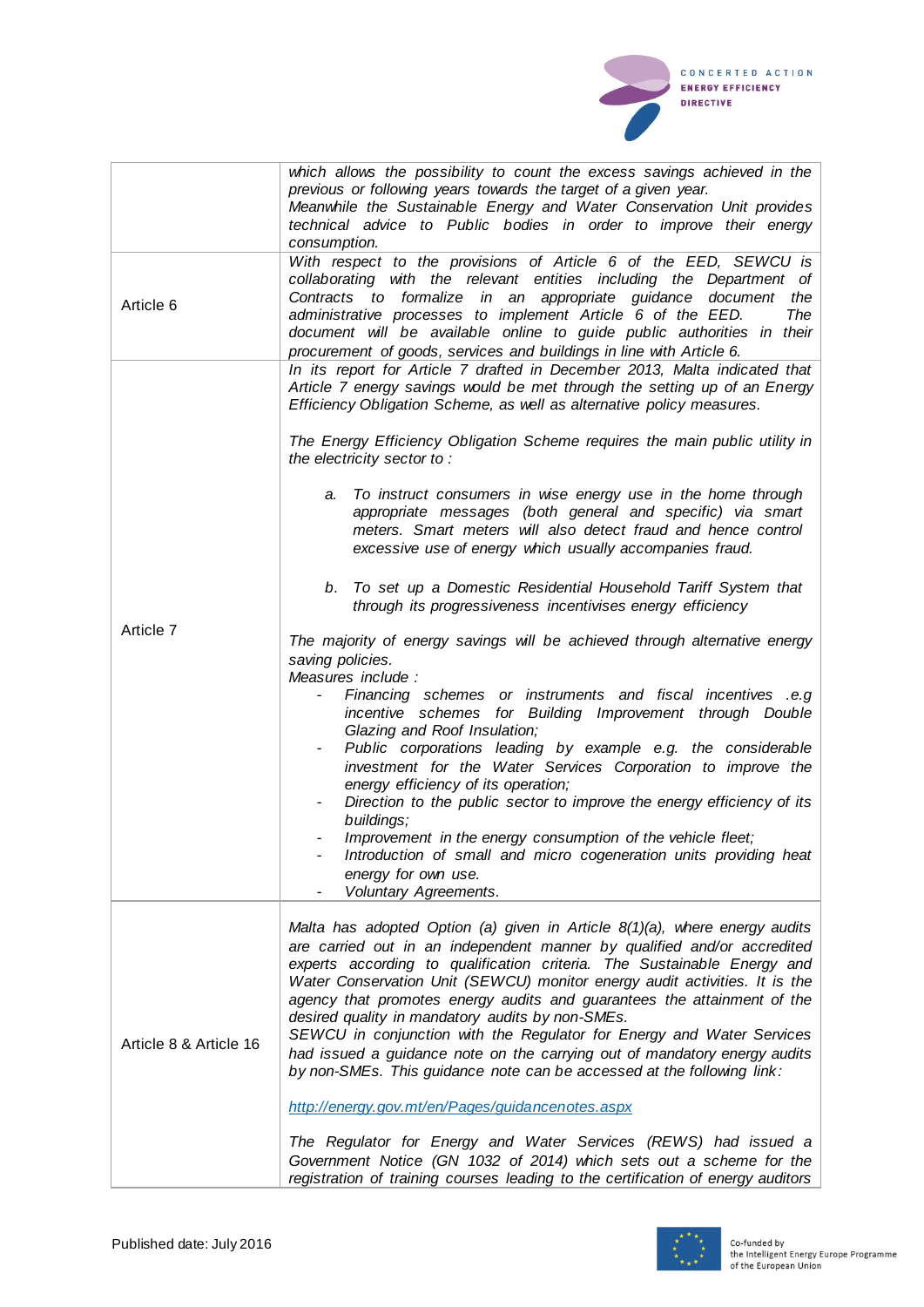| | |
|---|---|
| | *which allows the possibility to count the excess savings achieved in the previous or following years towards the target of a given year.* <br> *Meanwhile the Sustainable Energy and Water Conservation Unit provides technical advice to Public bodies in order to improve their energy consumption.* |
| Article 6 | *With respect to the provisions of Article 6 of the EED, SEWCU is collaborating with the relevant entities including the Department of Contracts to formalize in an appropriate guidance document the administrative processes to implement Article 6 of the EED. The document will be available online to guide public authorities in their procurement of goods, services and buildings in line with Article 6.* |
| Article 7 | *In its report for Article 7 drafted in December 2013, Malta indicated that Article 7 energy savings would be met through the setting up of an Energy Efficiency Obligation Scheme, as well as alternative policy measures.* <br><br> *The Energy Efficiency Obligation Scheme requires the main public utility in the electricity sector to :* <br><br> *a. To instruct consumers in wise energy use in the home through appropriate messages (both general and specific) via smart meters. Smart meters will also detect fraud and hence control excessive use of energy which usually accompanies fraud.* <br><br> *b. To set up a Domestic Residential Household Tariff System that through its progressiveness incentivises energy efficiency* <br><br> *The majority of energy savings will be achieved through alternative energy saving policies.* <br> *Measures include :* <br> - *Financing schemes or instruments and fiscal incentives .e.g incentive schemes for Building Improvement through Double Glazing and Roof Insulation;* <br> - *Public corporations leading by example e.g. the considerable investment for the Water Services Corporation to improve the energy efficiency of its operation;* <br> - *Direction to the public sector to improve the energy efficiency of its buildings;* <br> - *Improvement in the energy consumption of the vehicle fleet;* <br> - *Introduction of small and micro cogeneration units providing heat energy for own use.* <br> - *Voluntary Agreements.* |
| Article 8 & Article 16 | *Malta has adopted Option (a) given in Article 8(1)(a), where energy audits are carried out in an independent manner by qualified and/or accredited experts according to qualification criteria. The Sustainable Energy and Water Conservation Unit (SEWCU) monitor energy audit activities. It is the agency that promotes energy audits and guarantees the attainment of the desired quality in mandatory audits by non-SMEs.* <br> *SEWCU in conjunction with the Regulator for Energy and Water Services had issued a guidance note on the carrying out of mandatory energy audits by non-SMEs. This guidance note can be accessed at the following link:* <br><br> *http://energy.gov.mt/en/Pages/guidancenotes.aspx* <br><br> *The Regulator for Energy and Water Services (REWS) had issued a Government Notice (GN 1032 of 2014) which sets out a scheme for the registration of training courses leading to the certification of energy auditors* |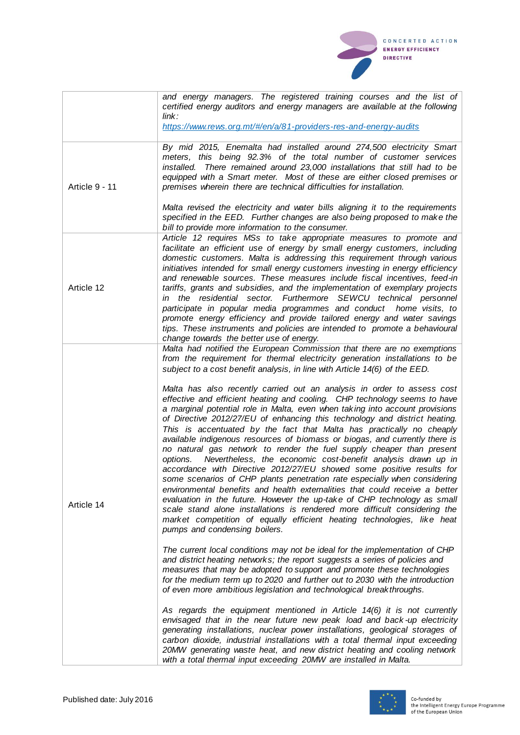|  |  |
| --- | --- |
|  | *and energy managers. The registered training courses and the list of certified energy auditors and energy managers are available at the following link:* *https://www.rews.org.mt/#/en/a/81-providers-res-and-energy-audits* |
| Article 9 - 11 | *By mid 2015, Enemalta had installed around 274,500 electricity Smart meters, this being 92.3% of the total number of customer services installed. There remained around 23,000 installations that still had to be equipped with a Smart meter. Most of these are either closed premises or premises wherein there are technical difficulties for installation.*<br><br>*Malta revised the electricity and water bills aligning it to the requirements specified in the EED. Further changes are also being proposed to make the bill to provide more information to the consumer.* |
| Article 12 | *Article 12 requires MSs to take appropriate measures to promote and facilitate an efficient use of energy by small energy customers, including domestic customers. Malta is addressing this requirement through various initiatives intended for small energy customers investing in energy efficiency and renewable sources. These measures include fiscal incentives, feed-in tariffs, grants and subsidies, and the implementation of exemplary projects in the residential sector. Furthermore SEWCU technical personnel participate in popular media programmes and conduct home visits, to promote energy efficiency and provide tailored energy and water savings tips. These instruments and policies are intended to promote a behavioural change towards the better use of energy.* |
| Article 14 | *Malta had notified the European Commission that there are no exemptions from the requirement for thermal electricity generation installations to be subject to a cost benefit analysis, in line with Article 14(6) of the EED.*<br><br>*Malta has also recently carried out an analysis in order to assess cost effective and efficient heating and cooling. CHP technology seems to have a marginal potential role in Malta, even when taking into account provisions of Directive 2012/27/EU of enhancing this technology and district heating. This is accentuated by the fact that Malta has practically no cheaply available indigenous resources of biomass or biogas, and currently there is no natural gas network to render the fuel supply cheaper than present options. Nevertheless, the economic cost-benefit analysis drawn up in accordance with Directive 2012/27/EU showed some positive results for some scenarios of CHP plants penetration rate especially when considering environmental benefits and health externalities that could receive a better evaluation in the future. However the up-take of CHP technology as small scale stand alone installations is rendered more difficult considering the market competition of equally efficient heating technologies, like heat pumps and condensing boilers.*<br><br>*The current local conditions may not be ideal for the implementation of CHP and district heating networks; the report suggests a series of policies and measures that may be adopted to support and promote these technologies for the medium term up to 2020 and further out to 2030 with the introduction of even more ambitious legislation and technological breakthroughs.*<br><br>*As regards the equipment mentioned in Article 14(6) it is not currently envisaged that in the near future new peak load and back-up electricity generating installations, nuclear power installations, geological storages of carbon dioxide, industrial installations with a total thermal input exceeding 20MW generating waste heat, and new district heating and cooling network with a total thermal input exceeding 20MW are installed in Malta.* |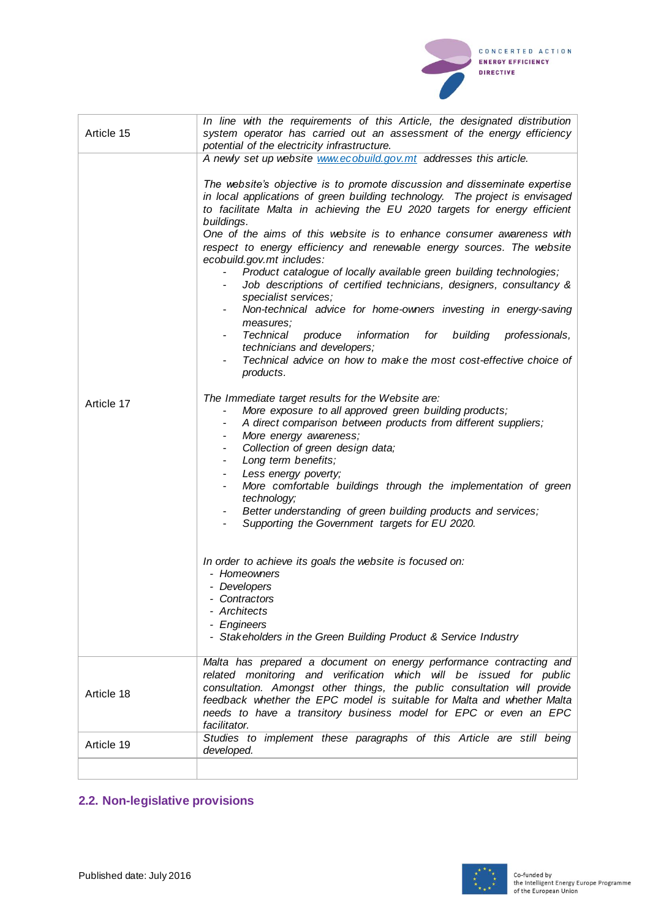| | |
|---|---|
| Article 15 | *In line with the requirements of this Article, the designated distribution system operator has carried out an assessment of the energy efficiency potential of the electricity infrastructure.* |
| Article 17 | *A newly set up website [www.ecobuild.gov.mt](http://www.ecobuild.gov.mt) addresses this article.*<br><br>*The website's objective is to promote discussion and disseminate expertise in local applications of green building technology. The project is envisaged to facilitate Malta in achieving the EU 2020 targets for energy efficient buildings.*<br>*One of the aims of this website is to enhance consumer awareness with respect to energy efficiency and renewable energy sources. The website ecobuild.gov.mt includes:*<br>- *Product catalogue of locally available green building technologies;*<br>- *Job descriptions of certified technicians, designers, consultancy & specialist services;*<br>- *Non-technical advice for home-owners investing in energy-saving measures;*<br>- *Technical produce information for building professionals, technicians and developers;*<br>- *Technical advice on how to make the most cost-effective choice of products.*<br><br>*The Immediate target results for the Website are:*<br>- *More exposure to all approved green building products;*<br>- *A direct comparison between products from different suppliers;*<br>- *More energy awareness;*<br>- *Collection of green design data;*<br>- *Long term benefits;*<br>- *Less energy poverty;*<br>- *More comfortable buildings through the implementation of green technology;*<br>- *Better understanding of green building products and services;*<br>- *Supporting the Government targets for EU 2020.*<br><br>*In order to achieve its goals the website is focused on:*<br>- *Homeowners*<br>- *Developers*<br>- *Contractors*<br>- *Architects*<br>- *Engineers*<br>- *Stakeholders in the Green Building Product & Service Industry* |
| Article 18 | *Malta has prepared a document on energy performance contracting and related monitoring and verification which will be issued for public consultation. Amongst other things, the public consultation will provide feedback whether the EPC model is suitable for Malta and whether Malta needs to have a transitory business model for EPC or even an EPC facilitator.* |
| Article 19 | *Studies to implement these paragraphs of this Article are still being developed.* |
| | |

## 2.2. Non-legislative provisions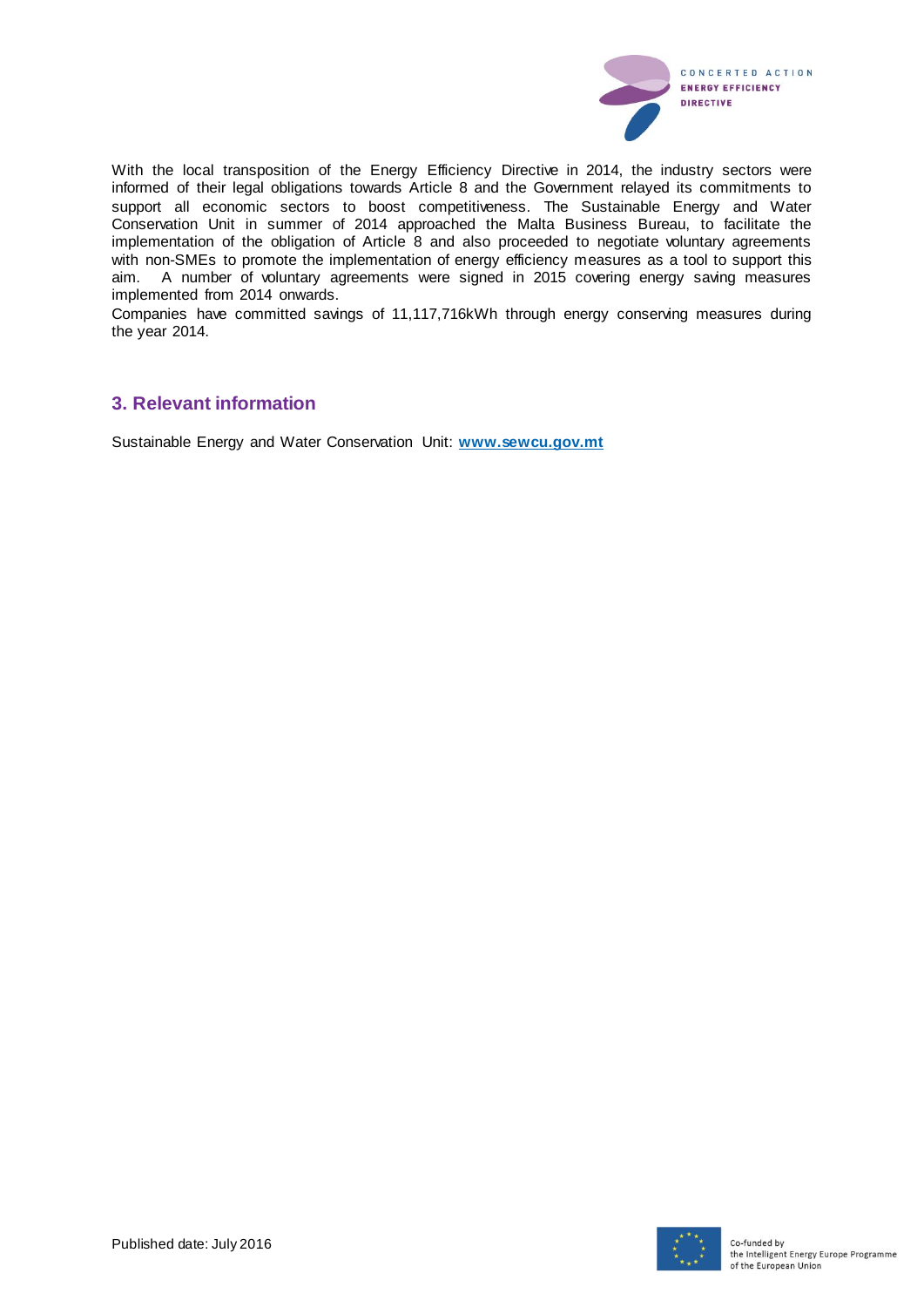With the local transposition of the Energy Efficiency Directive in 2014, the industry sectors were informed of their legal obligations towards Article 8 and the Government relayed its commitments to support all economic sectors to boost competitiveness. The Sustainable Energy and Water Conservation Unit in summer of 2014 approached the Malta Business Bureau, to facilitate the implementation of the obligation of Article 8 and also proceeded to negotiate voluntary agreements with non-SMEs to promote the implementation of energy efficiency measures as a tool to support this aim. A number of voluntary agreements were signed in 2015 covering energy saving measures implemented from 2014 onwards.

Companies have committed savings of 11,117,716kWh through energy conserving measures during the year 2014.

## 3. Relevant information

Sustainable Energy and Water Conservation Unit: **www.sewcu.gov.mt**

Published date: July 2016